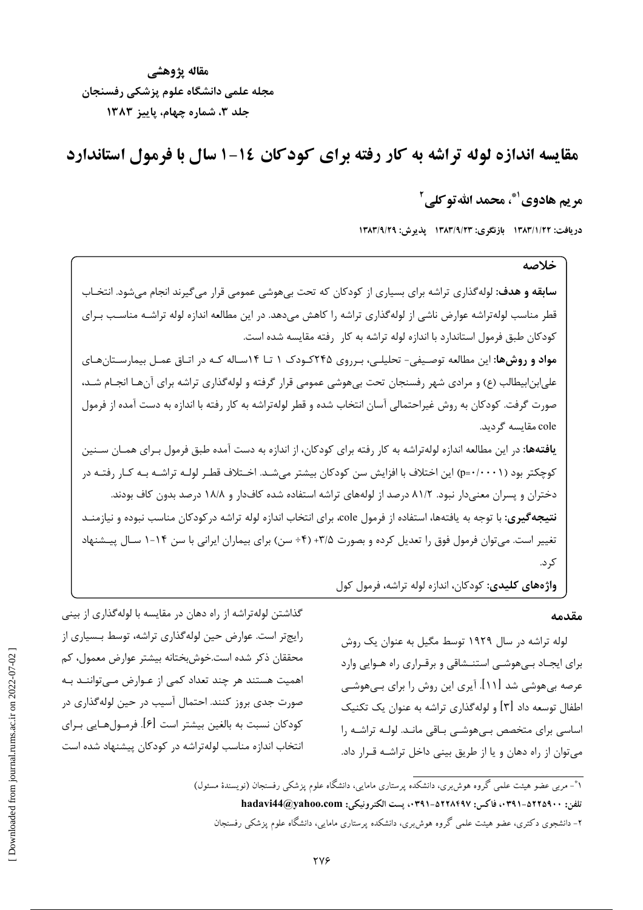**مقاله پژوهشی**
**مجله علمی دانشگاه علوم پزشکی رفسنجان**
**جلد ۳، شماره چهارم، پاییز ۱۳۸۳**

# مقایسه اندازه لوله تراشه به کار رفته برای کودکان ۱۴-۱ سال با فرمول استاندارد

**مریم هادوی[1*]، محمد الله‌توکلی[2]**

**دریافت: ۱۳۸۳/۱/۲۲ بازنگری: ۱۳۸۳/۹/۲۳ پذیرش: ۱۳۸۳/۹/۲۹**

## خلاصه

**سابقه و هدف:** لوله‌گذاری تراشه برای بسیاری از کودکان که تحت بی‌هوشی عمومی قرار می‌گیرند انجام می‌شود. انتخاب قطر مناسب لوله‌تراشه عوارض ناشی از لوله‌گذاری تراشه را کاهش می‌دهد. در این مطالعه اندازه لوله تراشه مناسب برای کودکان طبق فرمول استاندارد با اندازه لوله تراشه به کار رفته مقایسه شده است.

**مواد و روش‌ها:** این مطالعه توصیفی- تحلیلی، برروی ۲۴۵کودک ۱ تا ۱۴ساله که در اتاق عمل بیمارستان‌های علی‌ابن‌ابیطالب (ع) و مرادی شهر رفسنجان تحت بی‌هوشی عمومی قرار گرفته و لوله‌گذاری تراشه برای آن‌ها انجام شد، صورت گرفت. کودکان به روش غیراحتمالی آسان انتخاب شده و قطر لوله‌تراشه به کار رفته با اندازه به دست آمده از فرمول cole مقایسه گردید.

**یافته‌ها:** در این مطالعه اندازه لوله‌تراشه به کار رفته برای کودکان، از اندازه به دست آمده طبق فرمول برای همان سنین کوچکتر بود (p=۰/۰۰۰۱) این اختلاف با افزایش سن کودکان بیشتر می‌شد. اختلاف قطر لوله تراشه به کار رفته در دختران و پسران معنی‌دار نبود. ۸۱/۲ درصد از لوله‌های تراشه استفاده شده کاف‌دار و ۱۸/۸ درصد بدون کاف بودند.

**نتیجه‌گیری:** با توجه به یافته‌ها، استفاده از فرمول cole، برای انتخاب اندازه لوله تراشه درکودکان مناسب نبوده و نیازمند تغییر است. می‌توان فرمول فوق را تعدیل کرده و بصورت ۳/۵+ (۴÷ سن) برای بیماران ایرانی با سن ۱۴-۱ سال پیشنهاد کرد.

**واژه‌های کلیدی:** کودکان، اندازه لوله تراشه، فرمول کول

## مقدمه

لوله تراشه در سال ۱۹۲۹ توسط مگیل به عنوان یک روش برای ایجاد بی‌هوشی استنشاقی و برقراری راه هوایی وارد عرصه بی‌هوشی شد [۱۱]. آیری این روش را برای بی‌هوشی اطفال توسعه داد [۳] و لوله‌گذاری تراشه به عنوان یک تکنیک اساسی برای متخصص بی‌هوشی باقی ماند. لوله تراشه را می‌توان از راه دهان و یا از طریق بینی داخل تراشه قرار داد.

گذاشتن لوله‌تراشه از راه دهان در مقایسه با لوله‌گذاری از بینی رایج‌تر است. عوارض حین لوله‌گذاری تراشه، توسط بسیاری از محققان ذکر شده است.خوش‌بختانه بیشتر عوارض معمول، کم اهمیت هستند هر چند تعداد کمی از عوارض می‌توانند به صورت جدی بروز کنند. احتمال آسیب در حین لوله‌گذاری در کودکان نسبت به بالغین بیشتر است [۶]. فرمول‌هایی برای انتخاب اندازه مناسب لوله‌تراشه در کودکان پیشنهاد شده است

---

[1*]- مربی عضو هیئت علمی گروه هوش‌بری، دانشکده پرستاری مامایی، دانشگاه علوم پزشکی رفسنجان (نویسندهٔ مسئول)
تلفن: ۵۲۲۵۹۰۰-۰۳۹۱، فاکس: ۵۲۲۸۴۹۷-۰۳۹۱، پست الکترونیکی: hadavi44@yahoo.com

[2]- دانشجوی دکتری، عضو هیئت علمی گروه هوش‌بری، دانشکده پرستاری مامایی، دانشگاه علوم پزشکی رفسنجان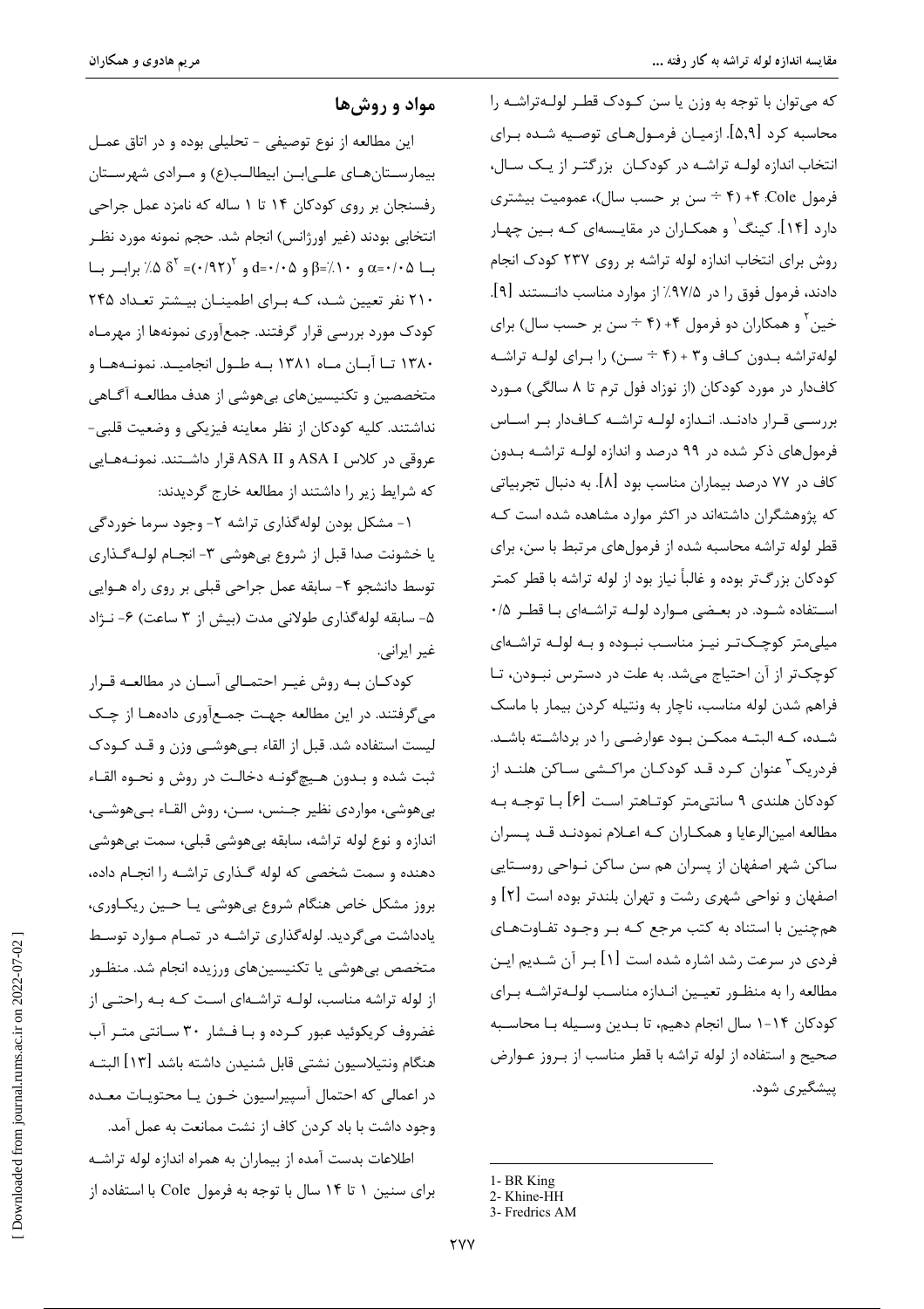که می‌توان با توجه به وزن یا سن کودک قطر لوله‌تراشه را محاسبه کرد [5,9]. ازمیان فرمول‌های توصیه شده برای انتخاب اندازه لوله تراشه در کودکان بزرگتر از یک سال، فرمول Cole: ۴+ (۴ ÷ سن بر حسب سال)، عمومیت بیشتری دارد [14]. کینگ[1] و همکاران در مقایسه‌ای که بین چهار روش برای انتخاب اندازه لوله تراشه بر روی ۲۳۷ کودک انجام دادند، فرمول فوق را در ۹۷/۵٪ از موارد مناسب دانستند [9]. خین[2] و همکاران دو فرمول ۴+ (۴ ÷ سن بر حسب سال) برای لوله‌تراشه بدون کاف و۳ + (۴ ÷ سن) را برای لوله تراشه کاف‌دار در مورد کودکان (از نوزاد فول ترم تا ۸ سالگی) مورد بررسی قرار دادند. اندازه لوله تراشه کاف‌دار بر اساس فرمول‌های ذکر شده در ۹۹ درصد و اندازه لوله تراشه بدون کاف در ۷۷ درصد بیماران مناسب بود [8]. به دنبال تجربیاتی که پژوهشگران داشته‌اند در اکثر موارد مشاهده شده است که قطر لوله تراشه محاسبه شده از فرمول‌های مرتبط با سن، برای کودکان بزرگ‌تر بوده و غالباً نیاز بود از لوله تراشه با قطر کمتر استفاده شود. در بعضی موارد لوله تراشه‌ای با قطر ۰/۵ میلی‌متر کوچک‌تر نیز مناسب نبوده و به لوله تراشه‌ای کوچک‌تر از آن احتیاج می‌شد. به علت در دسترس نبودن، تا فراهم شدن لوله مناسب، ناچار به ونتیله کردن بیمار با ماسک شده، که البته ممکن بود عوارضی را در برداشته باشد. فردریک[3] عنوان کرد قد کودکان مراکشی ساکن هلند از کودکان هلندی ۹ سانتی‌متر کوتاهتر است [6] با توجه به مطالعه امین‌الرعایا و همکاران که اعلام نمودند قد پسران ساکن شهر اصفهان از پسران هم سن ساکن نواحی روستایی اصفهان و نواحی شهری رشت و تهران بلندتر بوده است [2] و همچنین با استناد به کتب مرجع که بر وجود تفاوت‌های فردی در سرعت رشد اشاره شده است [1] بر آن شدیم این مطالعه را به منظور تعیین اندازه مناسب لوله‌تراشه برای کودکان ۱۴-۱ سال انجام دهیم، تا بدین وسیله با محاسبه صحیح و استفاده از لوله تراشه با قطر مناسب از بروز عوارض پیشگیری شود.

## مواد و روش‌ها

این مطالعه از نوع توصیفی - تحلیلی بوده و در اتاق عمل بیمارستان‌های علی‌ابن ابیطالب(ع) و مرادی شهرستان رفسنجان بر روی کودکان ۱۴ تا ۱ ساله که نامزد عمل جراحی انتخابی بودند (غیر اورژانس) انجام شد. حجم نمونه مورد نظر با $\alpha=0/05$ و $\beta=10\%$ و $d=0/05$ و $\delta^2=(0/92)^2$ ٪۵ برابر با ۲۱۰ نفر تعیین شد، که برای اطمینان بیشتر تعداد ۲۴۵ کودک مورد بررسی قرار گرفتند. جمع‌آوری نمونه‌ها از مهرماه ۱۳۸۰ تا آبان ماه ۱۳۸۱ به طول انجامید. نمونه‌ها و متخصصین و تکنیسین‌های بی‌هوشی از هدف مطالعه آگاهی نداشتند. کلیه کودکان از نظر معاینه فیزیکی و وضعیت قلبی-عروقی در کلاس ASA I و ASA II قرار داشتند. نمونه‌هایی که شرایط زیر را داشتند از مطالعه خارج گردیدند:

۱- مشکل بودن لوله‌گذاری تراشه ۲- وجود سرما خوردگی یا خشونت صدا قبل از شروع بی‌هوشی ۳- انجام لوله‌گذاری توسط دانشجو ۴- سابقه عمل جراحی قبلی بر روی راه هوایی ۵- سابقه لوله‌گذاری طولانی مدت (بیش از ۳ ساعت) ۶- نژاد غیر ایرانی.

کودکان به روش غیر احتمالی آسان در مطالعه قرار می‌گرفتند. در این مطالعه جهت جمع‌آوری داده‌ها از چک لیست استفاده شد. قبل از القاء بی‌هوشی وزن و قد کودک ثبت شده و بدون هیچ‌گونه دخالت در روش و نحوه القاء بی‌هوشی، مواردی نظیر جنس، سن، روش القاء بی‌هوشی، اندازه و نوع لوله تراشه، سابقه بی‌هوشی قبلی، سمت بی‌هوشی دهنده و سمت شخصی که لوله گذاری تراشه را انجام داده، بروز مشکل خاص هنگام شروع بی‌هوشی یا حین ریکاوری، یادداشت می‌گردید. لوله‌گذاری تراشه در تمام موارد توسط متخصص بی‌هوشی یا تکنیسین‌های ورزیده انجام شد. منظور از لوله تراشه مناسب، لوله تراشه‌ای است که به راحتی از غضروف کریکوئید عبور کرده و با فشار ۳۰ سانتی متر آب هنگام ونتیلاسیون نشتی قابل شنیدن داشته باشد [13] البته در اعمالی که احتمال آسپیراسیون خون یا محتویات معده وجود داشت با باد کردن کاف از نشت ممانعت به عمل آمد.

اطلاعات بدست آمده از بیماران به همراه اندازه لوله تراشه برای سنین ۱ تا ۱۴ سال با توجه به فرمول Cole با استفاده از

---

1- BR King
2- Khine-HH
3- Fredrics AM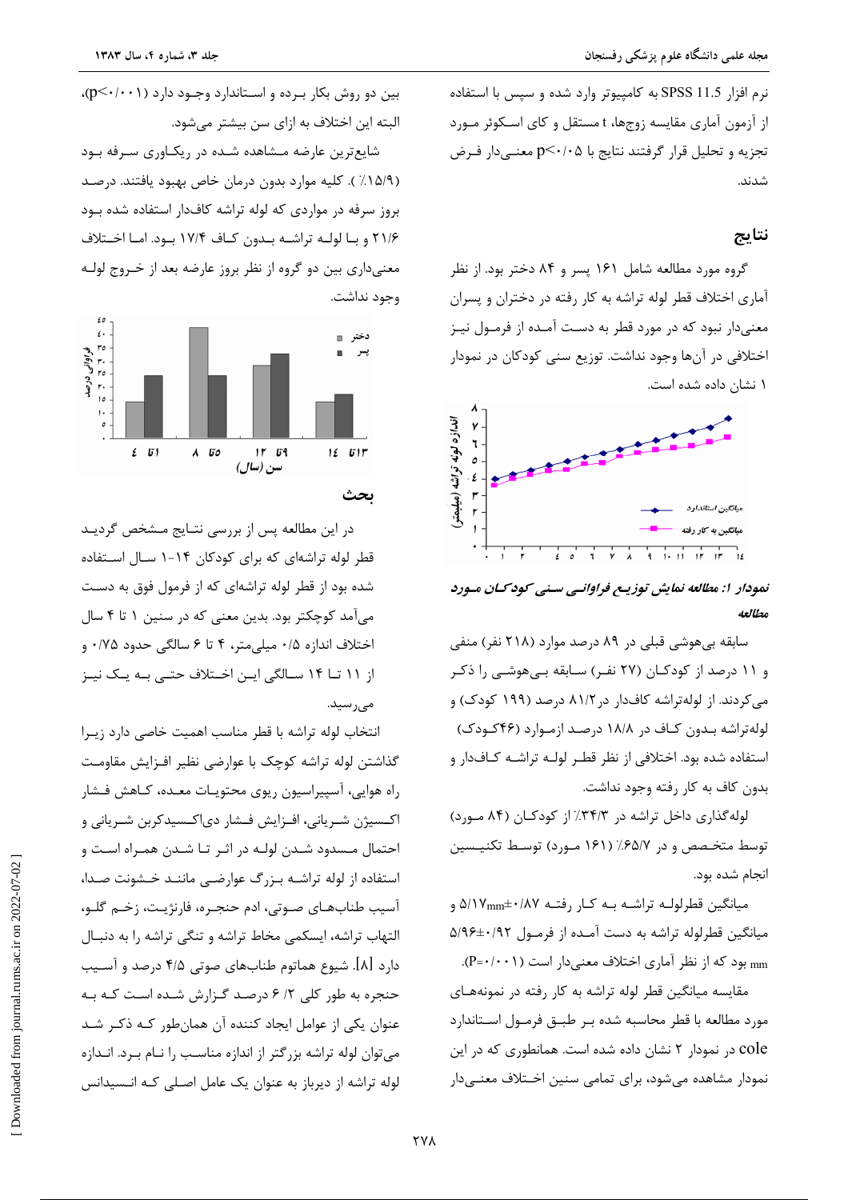نرم افزار SPSS 11.5 به کامپیوتر وارد شده و سپس با استفاده از آزمون آماری مقایسه زوجها، t مستقل و کای اسکوئر مورد تجزیه و تحلیل قرار گرفتند نتایج با $p<0.05$ معنی‌دار فرض شدند.

## نتایج

گروه مورد مطالعه شامل ۱۶۱ پسر و ۸۴ دختر بود. از نظر آماری اختلاف قطر لوله تراشه به کار رفته در دختران و پسران معنی‌دار نبود که در مورد قطر به دست آمده از فرمول نیز اختلافی در آن‌ها وجود نداشت. توزیع سنی کودکان در نمودار ۱ نشان داده شده است.

*نمودار ۱: مطالعه نمایش توزیع فراوانی سنی کودکان مورد مطالعه*

سابقه بی‌هوشی قبلی در ۸۹ درصد موارد (۲۱۸ نفر) منفی و ۱۱ درصد از کودکان (۲۷ نفر) سابقه بی‌هوشی را ذکر می‌کردند. از لوله‌تراشه کافدار در ۸۱/۲ درصد (۱۹۹ کودک) و لوله‌تراشه بدون کاف در ۱۸/۸ درصد ازموارد (۴۶کودک) استفاده شده بود. اختلافی از نظر قطر لوله تراشه کافدار و بدون کاف به کار رفته وجود نداشت.

لوله‌گذاری داخل تراشه در ۳۴/۳٪ از کودکان (۸۴ مورد) توسط متخصص و در ۶۵/۷٪ (۱۶۱ مورد) توسط تکنیسین انجام شده بود.

میانگین قطرلوله تراشه به کار رفته $5/17mm\pm0/87$ و میانگین قطرلوله تراشه به دست آمده از فرمول $5/96\pm0/92$ mm بود که از نظر آماری اختلاف معنی‌دار است ($P=0/001$).

مقایسه میانگین قطر لوله تراشه به کار رفته در نمونه‌های مورد مطالعه با قطر محاسبه شده بر طبق فرمول استاندارد cole در نمودار ۲ نشان داده شده است. همانطوری که در این نمودار مشاهده می‌شود، برای تمامی سنین اختلاف معنی‌دار بین دو روش بکار برده و استاندارد وجود دارد ($p<0/001$)، البته این اختلاف به ازای سن بیشتر می‌شود.

شایع‌ترین عارضه مشاهده شده در ریکاوری سرفه بود (۱۵/۹٪). کلیه موارد بدون درمان خاص بهبود یافتند. درصد بروز سرفه در مواردی که لوله تراشه کافدار استفاده شده بود ۲۱/۶ و با لوله تراشه بدون کاف ۱۷/۴ بود. اما اختلاف معنی‌داری بین دو گروه از نظر بروز عارضه بعد از خروج لوله وجود نداشت.

## بحث

در این مطالعه پس از بررسی نتایج مشخص گردید قطر لوله تراشه‌ای که برای کودکان ۱۴-۱ سال استفاده شده بود از قطر لوله تراشه‌ای که از فرمول فوق به دست می‌آمد کوچکتر بود. بدین معنی که در سنین ۱ تا ۴ سال اختلاف اندازه ۰/۵ میلی‌متر، ۴ تا ۶ سالگی حدود ۰/۷۵ و از ۱۱ تا ۱۴ سالگی این اختلاف حتی به یک نیز می‌رسید.

انتخاب لوله تراشه با قطر مناسب اهمیت خاصی دارد زیرا گذاشتن لوله تراشه کوچک با عوارضی نظیر افزایش مقاومت راه هوایی، آسپیراسیون ریوی محتویات معده، کاهش فشار اکسیژن شریانی، افزایش فشار دی‌اکسیدکربن شریانی و احتمال مسدود شدن لوله در اثر تا شدن همراه است و استفاده از لوله تراشه بزرگ عوارضی مانند خشونت صدا، آسیب طناب‌های صوتی، ادم حنجره، فارنژیت، زخم گلو، التهاب تراشه، ایسکمی مخاط تراشه و تنگی تراشه را به دنبال دارد [۸]. شیوع هماتوم طناب‌های صوتی ۴/۵ درصد و آسیب حنجره به طور کلی ۶/۲ درصد گزارش شده است که به عنوان یکی از عوامل ایجاد کننده آن همان‌طور که ذکر شد می‌توان لوله تراشه بزرگتر از اندازه مناسب را نام برد. اندازه لوله تراشه از دیرباز به عنوان یک عامل اصلی که انسیدانس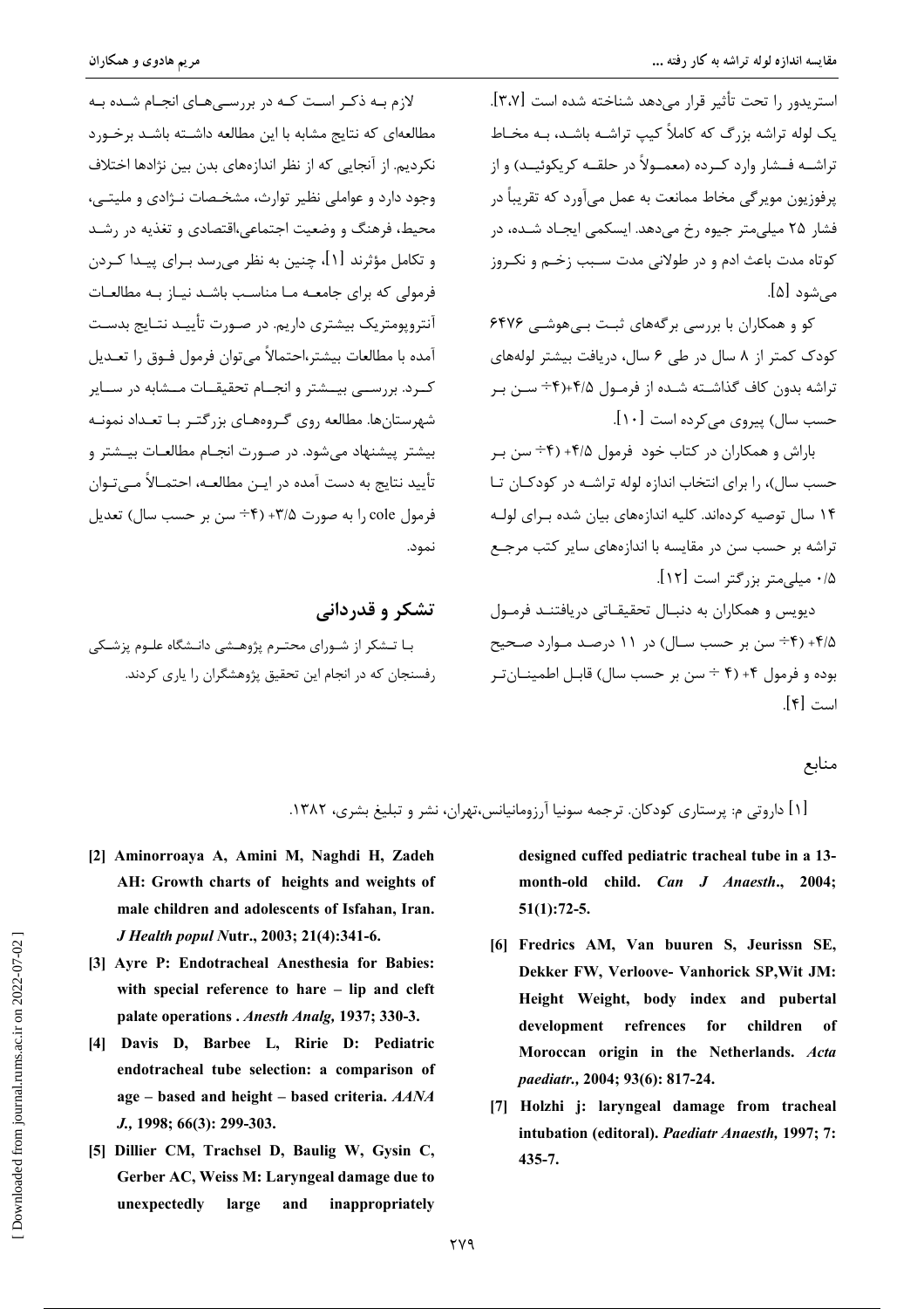استریدور را تحت تأثیر قرار می‌دهد شناخته شده است [۳،۷]. یک لوله تراشه بزرگ که کاملاً کیپ تراشه باشد، به مخاط تراشه فشار وارد کرده (معمولاً در حلقه کریکوئید) و از پرفوزیون مویرگی مخاط ممانعت به عمل می‌آورد که تقریباً در فشار ۲۵ میلی‌متر جیوه رخ می‌دهد. ایسکمی ایجاد شده، در کوتاه مدت باعث ادم و در طولانی مدت سبب زخم و نکروز می‌شود [۵].

کو و همکاران با بررسی برگه‌های ثبت بی‌هوشی ۶۴۷۶ کودک کمتر از ۸ سال در طی ۶ سال، دریافت بیشتر لوله‌های تراشه بدون کاف گذاشته شده از فرمول ۴/۵+(۴÷ سن بر حسب سال) پیروی می‌کرده است [۱۰].

باراش و همکاران در کتاب خود فرمول ۴/۵+ (۴÷ سن بر حسب سال)، را برای انتخاب اندازه لوله تراشه در کودکان تا ۱۴ سال توصیه کرده‌اند. کلیه اندازه‌های بیان شده برای لوله تراشه بر حسب سن در مقایسه با اندازه‌های سایر کتب مرجع ۰/۵ میلی‌متر بزرگ‌تر است [۱۲].

دیویس و همکاران به دنبال تحقیقاتی دریافتند فرمول ۴/۵+ (۴÷ سن بر حسب سال) در ۱۱ درصد موارد صحیح بوده و فرمول ۴+ (۴ ÷ سن بر حسب سال) قابل اطمینان‌تر است [۴].

لازم به ذکر است که در بررسی‌های انجام شده به مطالعه‌ای که نتایج مشابه با این مطالعه داشته باشد برخورد نکردیم. از آنجایی که از نظر اندازه‌های بدن بین نژادها اختلاف وجود دارد و عواملی نظیر توارث، مشخصات نژادی و ملیتی، محیط، فرهنگ و وضعیت اجتماعی،اقتصادی و تغذیه در رشد و تکامل مؤثرند [۱]، چنین به نظر می‌رسد برای پیدا کردن فرمولی که برای جامعه ما مناسب باشد نیاز به مطالعات آنتروپومتریک بیشتری داریم. در صورت تأیید نتایج بدست آمده با مطالعات بیشتر،احتمالاً می‌توان فرمول فوق را تعدیل کرد. بررسی بیشتر و انجام تحقیقات مشابه در سایر شهرستان‌ها. مطالعه روی گروه‌های بزرگتر با تعداد نمونه بیشتر پیشنهاد می‌شود. در صورت انجام مطالعات بیشتر و تأیید نتایج به دست آمده در این مطالعه، احتمالاً می‌توان فرمول cole را به صورت ۳/۵+ (۴÷ سن بر حسب سال) تعدیل نمود.

## تشکر و قدردانی

با تشکر از شورای محترم پژوهشی دانشگاه علوم پزشکی رفسنجان که در انجام این تحقیق پژوهشگران را یاری کردند.

## منابع

[۱] داروتی م: پرستاری کودکان. ترجمه سونیا آرزومانیانس،تهران، نشر و تبلیغ بشری، ۱۳۸۲.

**[2] Aminorroaya A, Amini M, Naghdi H, Zadeh AH: Growth charts of heights and weights of male children and adolescents of Isfahan, Iran. *J Health popul Nutr.*, 2003; 21(4):341-6.**

**[3] Ayre P: Endotracheal Anesthesia for Babies: with special reference to hare – lip and cleft palate operations . *Anesth Analg,* 1937; 330-3.**

**[4] Davis D, Barbee L, Ririe D: Pediatric endotracheal tube selection: a comparison of age – based and height – based criteria. *AANA J.,* 1998; 66(3): 299-303.**

**[5] Dillier CM, Trachsel D, Baulig W, Gysin C, Gerber AC, Weiss M: Laryngeal damage due to unexpectedly large and inappropriately designed cuffed pediatric tracheal tube in a 13-month-old child. *Can J Anaesth.,* 2004; 51(1):72-5.**

**[6] Fredrics AM, Van buuren S, Jeurissn SE, Dekker FW, Verloove- Vanhorick SP,Wit JM: Height Weight, body index and pubertal development refrences for children of Moroccan origin in the Netherlands. *Acta paediatr.,* 2004; 93(6): 817-24.**

**[7] Holzhi j: laryngeal damage from tracheal intubation (editoral). *Paediatr Anaesth,* 1997; 7: 435-7.**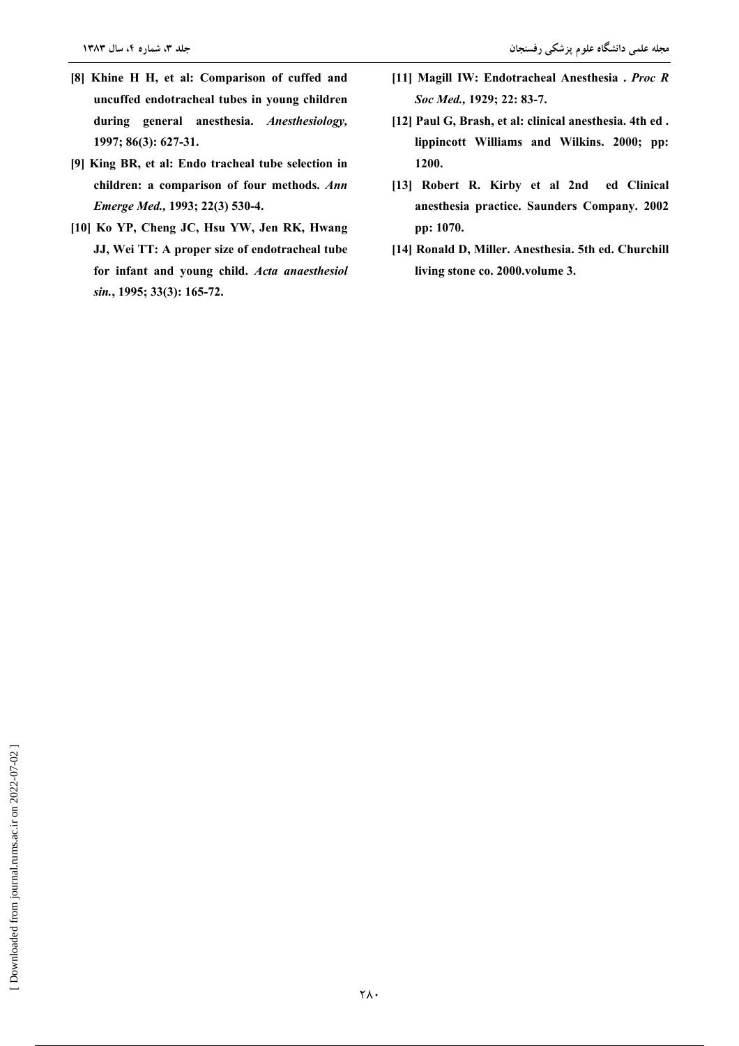**[8] Khine H H, et al: Comparison of cuffed and uncuffed endotracheal tubes in young children during general anesthesia. *Anesthesiology,* 1997; 86(3): 627-31.**

**[9] King BR, et al: Endo tracheal tube selection in children: a comparison of four methods. *Ann Emerge Med.,* 1993; 22(3) 530-4.**

**[10] Ko YP, Cheng JC, Hsu YW, Jen RK, Hwang JJ, Wei TT: A proper size of endotracheal tube for infant and young child. *Acta anaesthesiol sin.*, 1995; 33(3): 165-72.**

**[11] Magill IW: Endotracheal Anesthesia . *Proc R Soc Med.,* 1929; 22: 83-7.**

**[12] Paul G, Brash, et al: clinical anesthesia. 4th ed . lippincott Williams and Wilkins. 2000; pp: 1200.**

**[13] Robert R. Kirby et al 2nd ed Clinical anesthesia practice. Saunders Company. 2002 pp: 1070.**

**[14] Ronald D, Miller. Anesthesia. 5th ed. Churchill living stone co. 2000.volume 3.**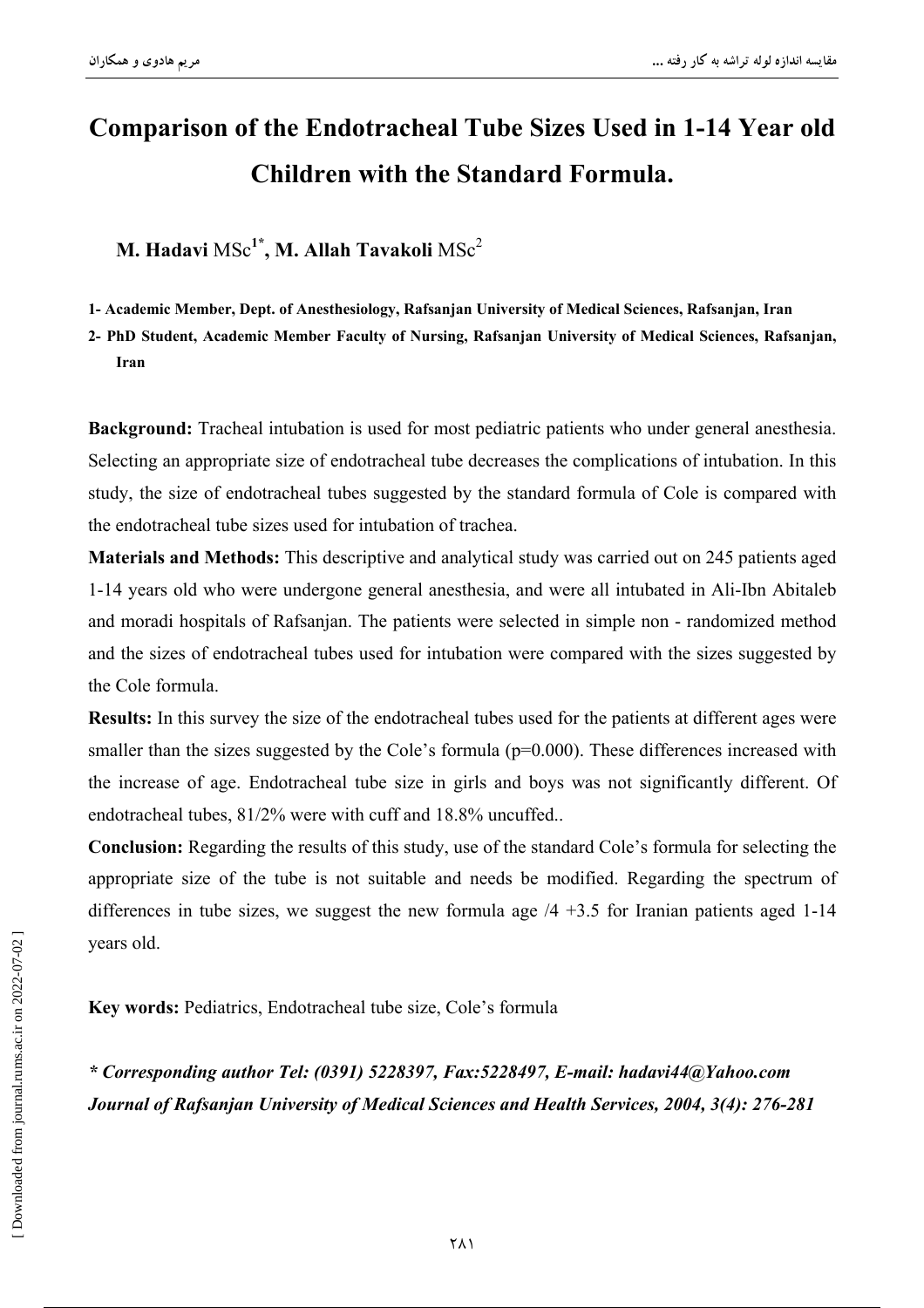# Comparison of the Endotracheal Tube Sizes Used in 1-14 Year old Children with the Standard Formula.

**M. Hadavi** MSc[1*], **M. Allah Tavakoli** MSc[2]

**1- Academic Member, Dept. of Anesthesiology, Rafsanjan University of Medical Sciences, Rafsanjan, Iran**

**2- PhD Student, Academic Member Faculty of Nursing, Rafsanjan University of Medical Sciences, Rafsanjan, Iran**

**Background:** Tracheal intubation is used for most pediatric patients who under general anesthesia. Selecting an appropriate size of endotracheal tube decreases the complications of intubation. In this study, the size of endotracheal tubes suggested by the standard formula of Cole is compared with the endotracheal tube sizes used for intubation of trachea.

**Materials and Methods:** This descriptive and analytical study was carried out on 245 patients aged 1-14 years old who were undergone general anesthesia, and were all intubated in Ali-Ibn Abitaleb and moradi hospitals of Rafsanjan. The patients were selected in simple non - randomized method and the sizes of endotracheal tubes used for intubation were compared with the sizes suggested by the Cole formula.

**Results:** In this survey the size of the endotracheal tubes used for the patients at different ages were smaller than the sizes suggested by the Cole's formula (p=0.000). These differences increased with the increase of age. Endotracheal tube size in girls and boys was not significantly different. Of endotracheal tubes, 81/2% were with cuff and 18.8% uncuffed..

**Conclusion:** Regarding the results of this study, use of the standard Cole's formula for selecting the appropriate size of the tube is not suitable and needs be modified. Regarding the spectrum of differences in tube sizes, we suggest the new formula age /4 +3.5 for Iranian patients aged 1-14 years old.

**Key words:** Pediatrics, Endotracheal tube size, Cole's formula

***\* Corresponding author Tel: (0391) 5228397, Fax:5228497, E-mail: hadavi44@Yahoo.com***
***Journal of Rafsanjan University of Medical Sciences and Health Services, 2004, 3(4): 276-281***